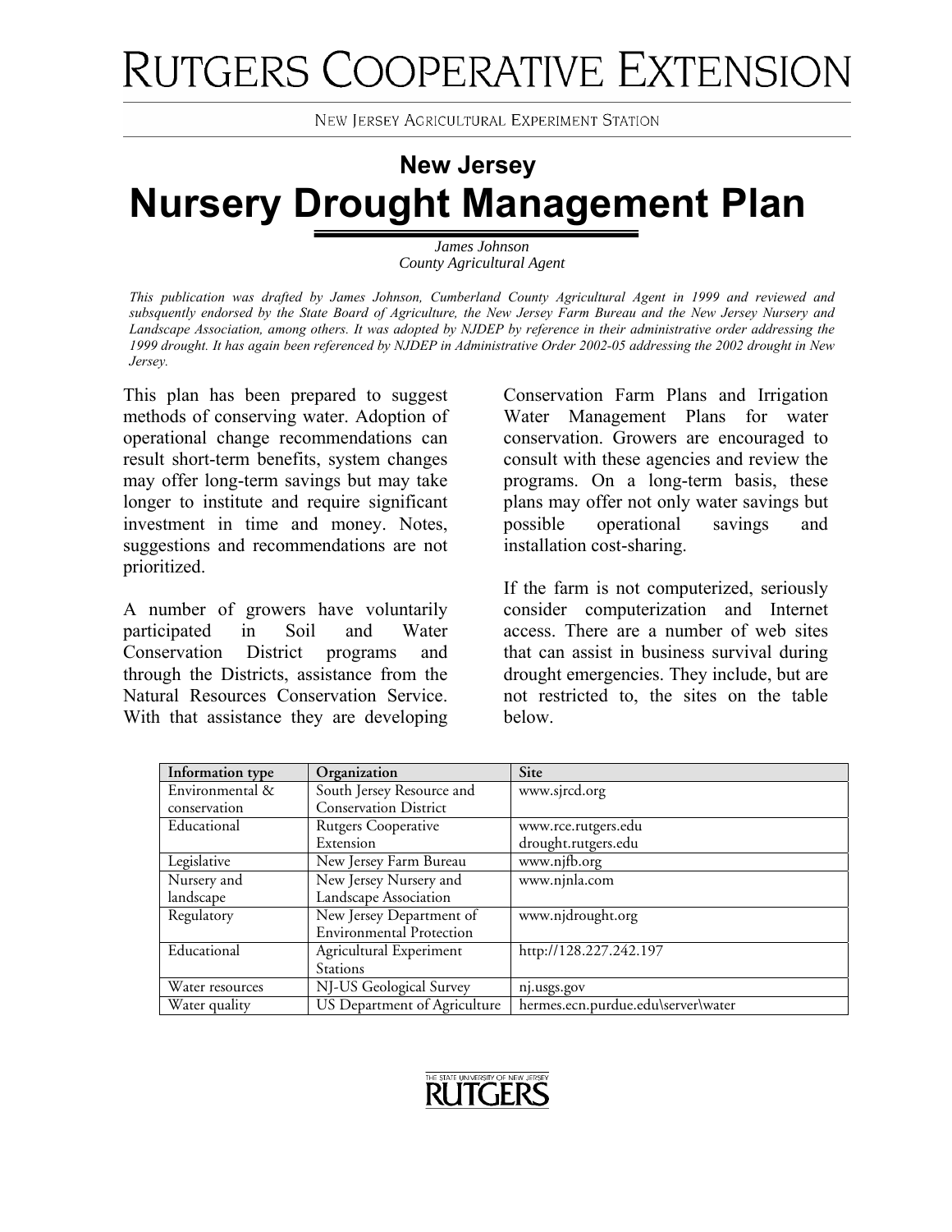# RUTGERS COOPERATIVE EXTENSION

NEW JERSEY AGRICULTURAL EXPERIMENT STATION

## New Jersey

# Nursery Drought Management Plan

*James Johnson*
*County Agricultural Agent*

*This publication was drafted by James Johnson, Cumberland County Agricultural Agent in 1999 and reviewed and subsequently endorsed by the State Board of Agriculture, the New Jersey Farm Bureau and the New Jersey Nursery and Landscape Association, among others. It was adopted by NJDEP by reference in their administrative order addressing the 1999 drought. It has again been referenced by NJDEP in Administrative Order 2002-05 addressing the 2002 drought in New Jersey.*

This plan has been prepared to suggest methods of conserving water. Adoption of operational change recommendations can result short-term benefits, system changes may offer long-term savings but may take longer to institute and require significant investment in time and money. Notes, suggestions and recommendations are not prioritized.

A number of growers have voluntarily participated in Soil and Water Conservation District programs and through the Districts, assistance from the Natural Resources Conservation Service. With that assistance they are developing Conservation Farm Plans and Irrigation Water Management Plans for water conservation. Growers are encouraged to consult with these agencies and review the programs. On a long-term basis, these plans may offer not only water savings but possible operational savings and installation cost-sharing.

If the farm is not computerized, seriously consider computerization and Internet access. There are a number of web sites that can assist in business survival during drought emergencies. They include, but are not restricted to, the sites on the table below.

| Information type | Organization | Site |
|---|---|---|
| Environmental & conservation | South Jersey Resource and Conservation District | www.sjrcd.org |
| Educational | Rutgers Cooperative Extension | www.rce.rutgers.edu drought.rutgers.edu |
| Legislative | New Jersey Farm Bureau | www.njfb.org |
| Nursery and landscape | New Jersey Nursery and Landscape Association | www.njnla.com |
| Regulatory | New Jersey Department of Environmental Protection | www.njdrought.org |
| Educational | Agricultural Experiment Stations | http://128.227.242.197 |
| Water resources | NJ-US Geological Survey | nj.usgs.gov |
| Water quality | US Department of Agriculture | hermes.ecn.purdue.edu\server\water |

THE STATE UNIVERSITY OF NEW JERSEY RUTGERS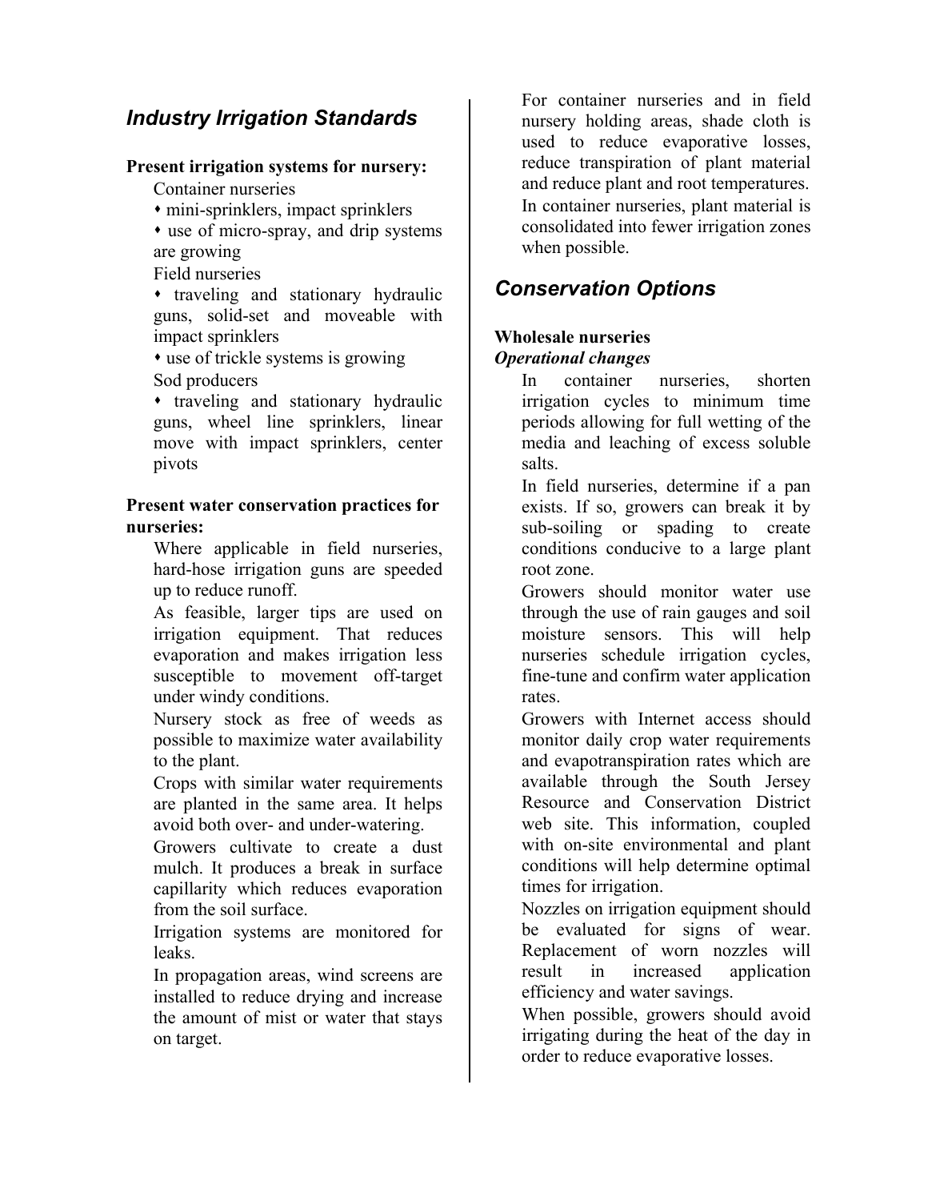## *Industry Irrigation Standards*

**Present irrigation systems for nursery:**

Container nurseries

- mini-sprinklers, impact sprinklers
- use of micro-spray, and drip systems are growing

Field nurseries

- traveling and stationary hydraulic guns, solid-set and moveable with impact sprinklers
- use of trickle systems is growing

Sod producers

- traveling and stationary hydraulic guns, wheel line sprinklers, linear move with impact sprinklers, center pivots

**Present water conservation practices for nurseries:**

Where applicable in field nurseries, hard-hose irrigation guns are speeded up to reduce runoff.

As feasible, larger tips are used on irrigation equipment. That reduces evaporation and makes irrigation less susceptible to movement off-target under windy conditions.

Nursery stock as free of weeds as possible to maximize water availability to the plant.

Crops with similar water requirements are planted in the same area. It helps avoid both over- and under-watering.

Growers cultivate to create a dust mulch. It produces a break in surface capillarity which reduces evaporation from the soil surface.

Irrigation systems are monitored for leaks.

In propagation areas, wind screens are installed to reduce drying and increase the amount of mist or water that stays on target.

For container nurseries and in field nursery holding areas, shade cloth is used to reduce evaporative losses, reduce transpiration of plant material and reduce plant and root temperatures.

In container nurseries, plant material is consolidated into fewer irrigation zones when possible.

## *Conservation Options*

**Wholesale nurseries**

***Operational changes***

In container nurseries, shorten irrigation cycles to minimum time periods allowing for full wetting of the media and leaching of excess soluble salts.

In field nurseries, determine if a pan exists. If so, growers can break it by sub-soiling or spading to create conditions conducive to a large plant root zone.

Growers should monitor water use through the use of rain gauges and soil moisture sensors. This will help nurseries schedule irrigation cycles, fine-tune and confirm water application rates.

Growers with Internet access should monitor daily crop water requirements and evapotranspiration rates which are available through the South Jersey Resource and Conservation District web site. This information, coupled with on-site environmental and plant conditions will help determine optimal times for irrigation.

Nozzles on irrigation equipment should be evaluated for signs of wear. Replacement of worn nozzles will result in increased application efficiency and water savings.

When possible, growers should avoid irrigating during the heat of the day in order to reduce evaporative losses.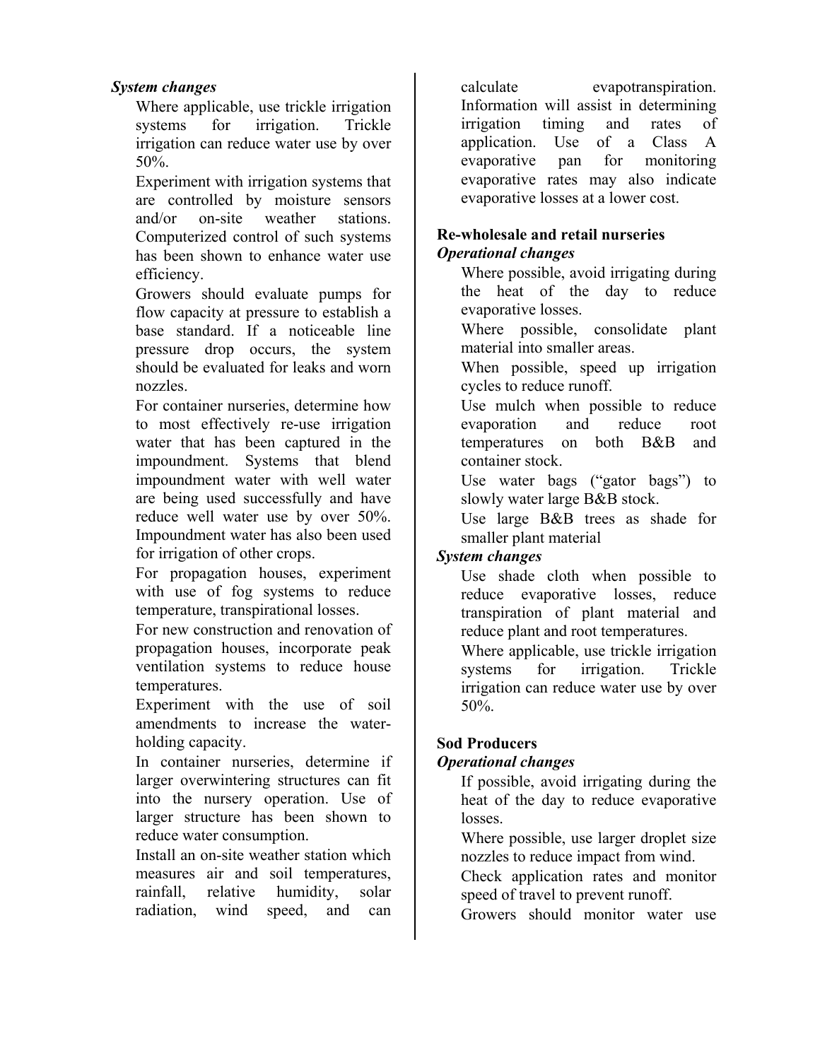***System changes***

Where applicable, use trickle irrigation systems for irrigation. Trickle irrigation can reduce water use by over 50%.

Experiment with irrigation systems that are controlled by moisture sensors and/or on-site weather stations. Computerized control of such systems has been shown to enhance water use efficiency.

Growers should evaluate pumps for flow capacity at pressure to establish a base standard. If a noticeable line pressure drop occurs, the system should be evaluated for leaks and worn nozzles.

For container nurseries, determine how to most effectively re-use irrigation water that has been captured in the impoundment. Systems that blend impoundment water with well water are being used successfully and have reduce well water use by over 50%. Impoundment water has also been used for irrigation of other crops.

For propagation houses, experiment with use of fog systems to reduce temperature, transpirational losses.

For new construction and renovation of propagation houses, incorporate peak ventilation systems to reduce house temperatures.

Experiment with the use of soil amendments to increase the water-holding capacity.

In container nurseries, determine if larger overwintering structures can fit into the nursery operation. Use of larger structure has been shown to reduce water consumption.

Install an on-site weather station which measures air and soil temperatures, rainfall, relative humidity, solar radiation, wind speed, and can calculate evapotranspiration. Information will assist in determining irrigation timing and rates of application. Use of a Class A evaporative pan for monitoring evaporative rates may also indicate evaporative losses at a lower cost.

**Re-wholesale and retail nurseries**

***Operational changes***

Where possible, avoid irrigating during the heat of the day to reduce evaporative losses.

Where possible, consolidate plant material into smaller areas.

When possible, speed up irrigation cycles to reduce runoff.

Use mulch when possible to reduce evaporation and reduce root temperatures on both B&B and container stock.

Use water bags ("gator bags") to slowly water large B&B stock.

Use large B&B trees as shade for smaller plant material

***System changes***

Use shade cloth when possible to reduce evaporative losses, reduce transpiration of plant material and reduce plant and root temperatures.

Where applicable, use trickle irrigation systems for irrigation. Trickle irrigation can reduce water use by over 50%.

**Sod Producers**

***Operational changes***

If possible, avoid irrigating during the heat of the day to reduce evaporative losses.

Where possible, use larger droplet size nozzles to reduce impact from wind.

Check application rates and monitor speed of travel to prevent runoff.

Growers should monitor water use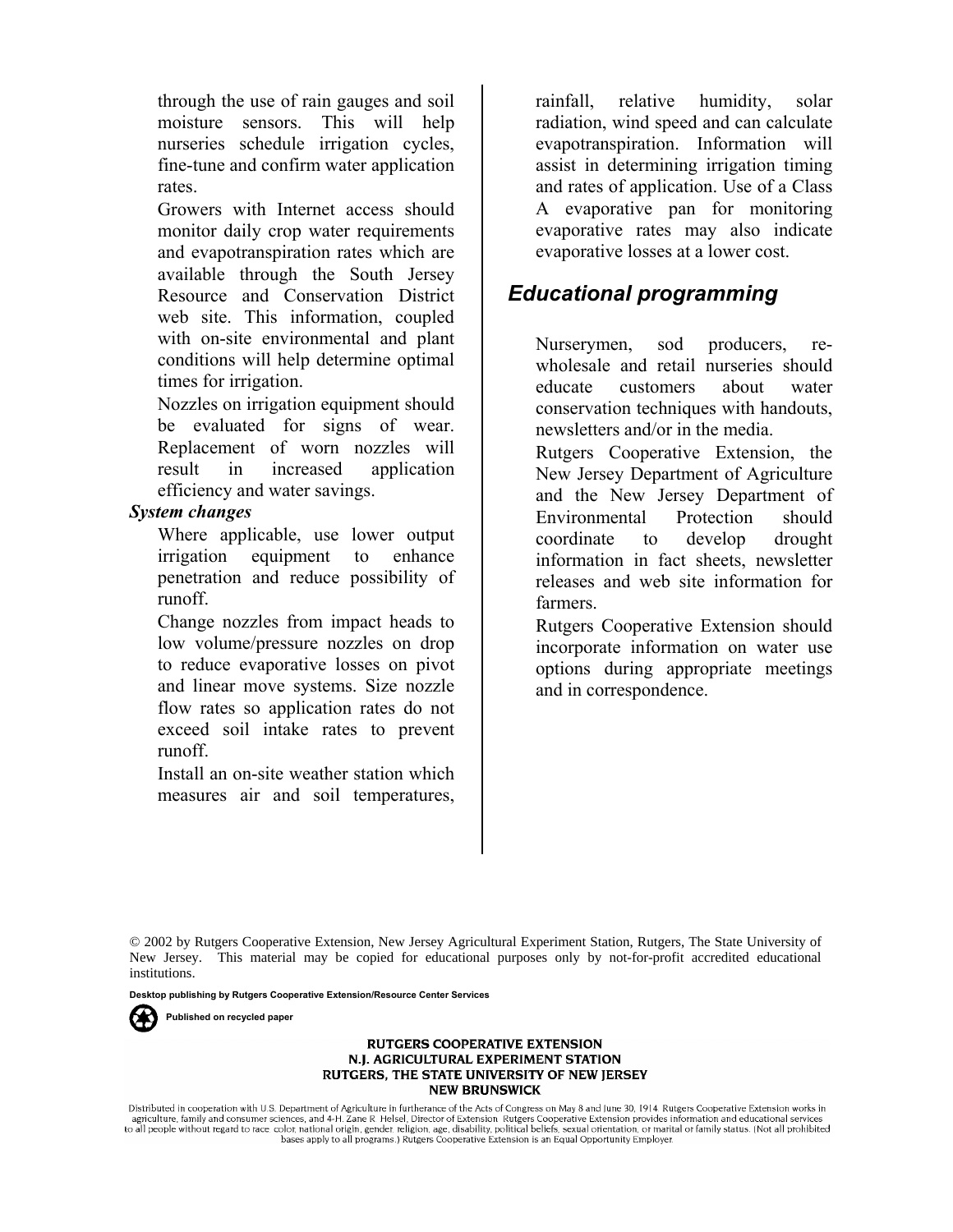through the use of rain gauges and soil moisture sensors. This will help nurseries schedule irrigation cycles, fine-tune and confirm water application rates.

Growers with Internet access should monitor daily crop water requirements and evapotranspiration rates which are available through the South Jersey Resource and Conservation District web site. This information, coupled with on-site environmental and plant conditions will help determine optimal times for irrigation.

Nozzles on irrigation equipment should be evaluated for signs of wear. Replacement of worn nozzles will result in increased application efficiency and water savings.

***System changes***

Where applicable, use lower output irrigation equipment to enhance penetration and reduce possibility of runoff.

Change nozzles from impact heads to low volume/pressure nozzles on drop to reduce evaporative losses on pivot and linear move systems. Size nozzle flow rates so application rates do not exceed soil intake rates to prevent runoff.

Install an on-site weather station which measures air and soil temperatures, rainfall, relative humidity, solar radiation, wind speed and can calculate evapotranspiration. Information will assist in determining irrigation timing and rates of application. Use of a Class A evaporative pan for monitoring evaporative rates may also indicate evaporative losses at a lower cost.

## *Educational programming*

Nurserymen, sod producers, re-wholesale and retail nurseries should educate customers about water conservation techniques with handouts, newsletters and/or in the media.

Rutgers Cooperative Extension, the New Jersey Department of Agriculture and the New Jersey Department of Environmental Protection should coordinate to develop drought information in fact sheets, newsletter releases and web site information for farmers.

Rutgers Cooperative Extension should incorporate information on water use options during appropriate meetings and in correspondence.

© 2002 by Rutgers Cooperative Extension, New Jersey Agricultural Experiment Station, Rutgers, The State University of New Jersey. This material may be copied for educational purposes only by not-for-profit accredited educational institutions.

**Desktop publishing by Rutgers Cooperative Extension/Resource Center Services**

**Published on recycled paper**

**RUTGERS COOPERATIVE EXTENSION**
**N.J. AGRICULTURAL EXPERIMENT STATION**
**RUTGERS, THE STATE UNIVERSITY OF NEW JERSEY**
**NEW BRUNSWICK**

Distributed in cooperation with U.S. Department of Agriculture in furtherance of the Acts of Congress on May 8 and June 30, 1914. Rutgers Cooperative Extension works in agriculture, family and consumer sciences, and 4-H. Zane R. Helsel, Director of Extension. Rutgers Cooperative Extension provides information and educational services to all people without regard to race, color, national origin, gender, religion, age, disability, political beliefs, sexual orientation, or marital or family status. (Not all prohibited bases apply to all programs.) Rutgers Cooperative Extension is an Equal Opportunity Employer.